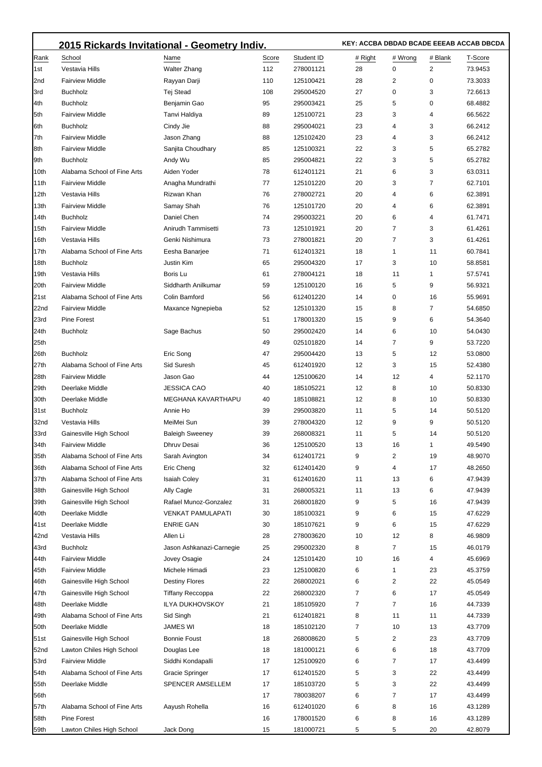## 2015 Rickards Invitational - Geometry Indiv.

**KEY: ACCBA DBDAD BCADE EEEAB ACCAB DBCDA**

| Rank | School | Name | Score | Student ID | # Right | # Wrong | # Blank | T-Score |
|---|---|---|---|---|---|---|---|---|
| 1st | Vestavia Hills | Walter Zhang | 112 | 278001121 | 28 | 0 | 2 | 73.9453 |
| 2nd | Fairview Middle | Rayyan Darji | 110 | 125100421 | 28 | 2 | 0 | 73.3033 |
| 3rd | Buchholz | Tej Stead | 108 | 295004520 | 27 | 0 | 3 | 72.6613 |
| 4th | Buchholz | Benjamin Gao | 95 | 295003421 | 25 | 5 | 0 | 68.4882 |
| 5th | Fairview Middle | Tanvi Haldiya | 89 | 125100721 | 23 | 3 | 4 | 66.5622 |
| 6th | Buchholz | Cindy Jie | 88 | 295004021 | 23 | 4 | 3 | 66.2412 |
| 7th | Fairview Middle | Jason Zhang | 88 | 125102420 | 23 | 4 | 3 | 66.2412 |
| 8th | Fairview Middle | Sanjita Choudhary | 85 | 125100321 | 22 | 3 | 5 | 65.2782 |
| 9th | Buchholz | Andy Wu | 85 | 295004821 | 22 | 3 | 5 | 65.2782 |
| 10th | Alabama School of Fine Arts | Aiden Yoder | 78 | 612401121 | 21 | 6 | 3 | 63.0311 |
| 11th | Fairview Middle | Anagha Mundrathi | 77 | 125101220 | 20 | 3 | 7 | 62.7101 |
| 12th | Vestavia Hills | Rizwan Khan | 76 | 278002721 | 20 | 4 | 6 | 62.3891 |
| 13th | Fairview Middle | Samay Shah | 76 | 125101720 | 20 | 4 | 6 | 62.3891 |
| 14th | Buchholz | Daniel Chen | 74 | 295003221 | 20 | 6 | 4 | 61.7471 |
| 15th | Fairview Middle | Anirudh Tammisetti | 73 | 125101921 | 20 | 7 | 3 | 61.4261 |
| 16th | Vestavia Hills | Genki Nishimura | 73 | 278001821 | 20 | 7 | 3 | 61.4261 |
| 17th | Alabama School of Fine Arts | Eesha Banarjee | 71 | 612401321 | 18 | 1 | 11 | 60.7841 |
| 18th | Buchholz | Justin Kim | 65 | 295004320 | 17 | 3 | 10 | 58.8581 |
| 19th | Vestavia Hills | Boris Lu | 61 | 278004121 | 18 | 11 | 1 | 57.5741 |
| 20th | Fairview Middle | Siddharth Anilkumar | 59 | 125100120 | 16 | 5 | 9 | 56.9321 |
| 21st | Alabama School of Fine Arts | Colin Bamford | 56 | 612401220 | 14 | 0 | 16 | 55.9691 |
| 22nd | Fairview Middle | Maxance Ngnepieba | 52 | 125101320 | 15 | 8 | 7 | 54.6850 |
| 23rd | Pine Forest | | 51 | 178001320 | 15 | 9 | 6 | 54.3640 |
| 24th | Buchholz | Sage Bachus | 50 | 295002420 | 14 | 6 | 10 | 54.0430 |
| 25th | | | 49 | 025101820 | 14 | 7 | 9 | 53.7220 |
| 26th | Buchholz | Eric Song | 47 | 295004420 | 13 | 5 | 12 | 53.0800 |
| 27th | Alabama School of Fine Arts | Sid Suresh | 45 | 612401920 | 12 | 3 | 15 | 52.4380 |
| 28th | Fairview Middle | Jason Gao | 44 | 125100620 | 14 | 12 | 4 | 52.1170 |
| 29th | Deerlake Middle | JESSICA CAO | 40 | 185105221 | 12 | 8 | 10 | 50.8330 |
| 30th | Deerlake Middle | MEGHANA KAVARTHAPU | 40 | 185108821 | 12 | 8 | 10 | 50.8330 |
| 31st | Buchholz | Annie Ho | 39 | 295003820 | 11 | 5 | 14 | 50.5120 |
| 32nd | Vestavia Hills | MeiMei Sun | 39 | 278004320 | 12 | 9 | 9 | 50.5120 |
| 33rd | Gainesville High School | Baleigh Sweeney | 39 | 268008321 | 11 | 5 | 14 | 50.5120 |
| 34th | Fairview Middle | Dhruv Desai | 36 | 125100520 | 13 | 16 | 1 | 49.5490 |
| 35th | Alabama School of Fine Arts | Sarah Avington | 34 | 612401721 | 9 | 2 | 19 | 48.9070 |
| 36th | Alabama School of Fine Arts | Eric Cheng | 32 | 612401420 | 9 | 4 | 17 | 48.2650 |
| 37th | Alabama School of Fine Arts | Isaiah Coley | 31 | 612401620 | 11 | 13 | 6 | 47.9439 |
| 38th | Gainesville High School | Ally Cagle | 31 | 268005321 | 11 | 13 | 6 | 47.9439 |
| 39th | Gainesville High School | Rafael Munoz-Gonzalez | 31 | 268001820 | 9 | 5 | 16 | 47.9439 |
| 40th | Deerlake Middle | VENKAT PAMULAPATI | 30 | 185100321 | 9 | 6 | 15 | 47.6229 |
| 41st | Deerlake Middle | ENRIE GAN | 30 | 185107621 | 9 | 6 | 15 | 47.6229 |
| 42nd | Vestavia Hills | Allen Li | 28 | 278003620 | 10 | 12 | 8 | 46.9809 |
| 43rd | Buchholz | Jason Ashkanazi-Carnegie | 25 | 295002320 | 8 | 7 | 15 | 46.0179 |
| 44th | Fairview Middle | Jovey Osagie | 24 | 125101420 | 10 | 16 | 4 | 45.6969 |
| 45th | Fairview Middle | Michele Himadi | 23 | 125100820 | 6 | 1 | 23 | 45.3759 |
| 46th | Gainesville High School | Destiny Flores | 22 | 268002021 | 6 | 2 | 22 | 45.0549 |
| 47th | Gainesville High School | Tiffany Reccoppa | 22 | 268002320 | 7 | 6 | 17 | 45.0549 |
| 48th | Deerlake Middle | ILYA DUKHOVSKOY | 21 | 185105920 | 7 | 7 | 16 | 44.7339 |
| 49th | Alabama School of Fine Arts | Sid Singh | 21 | 612401821 | 8 | 11 | 11 | 44.7339 |
| 50th | Deerlake Middle | JAMES WI | 18 | 185102120 | 7 | 10 | 13 | 43.7709 |
| 51st | Gainesville High School | Bonnie Foust | 18 | 268008620 | 5 | 2 | 23 | 43.7709 |
| 52nd | Lawton Chiles High School | Douglas Lee | 18 | 181000121 | 6 | 6 | 18 | 43.7709 |
| 53rd | Fairview Middle | Siddhi Kondapalli | 17 | 125100920 | 6 | 7 | 17 | 43.4499 |
| 54th | Alabama School of Fine Arts | Gracie Springer | 17 | 612401520 | 5 | 3 | 22 | 43.4499 |
| 55th | Deerlake Middle | SPENCER AMSELLEM | 17 | 185103720 | 5 | 3 | 22 | 43.4499 |
| 56th | | | 17 | 780038207 | 6 | 7 | 17 | 43.4499 |
| 57th | Alabama School of Fine Arts | Aayush Rohella | 16 | 612401020 | 6 | 8 | 16 | 43.1289 |
| 58th | Pine Forest | | 16 | 178001520 | 6 | 8 | 16 | 43.1289 |
| 59th | Lawton Chiles High School | Jack Dong | 15 | 181000721 | 5 | 5 | 20 | 42.8079 |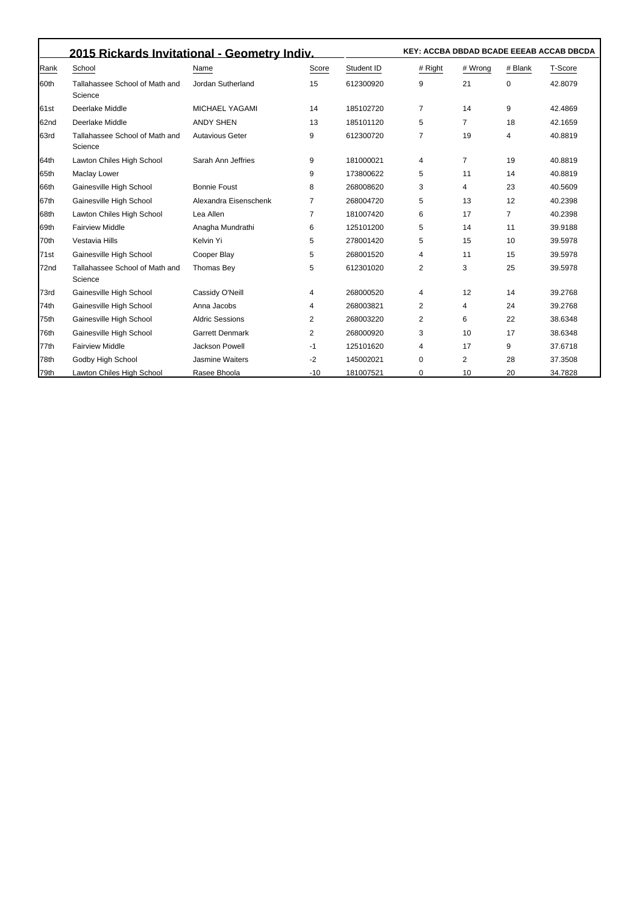## 2015 Rickards Invitational - Geometry Indiv.

**KEY: ACCBA DBDAD BCADE EEEAB ACCAB DBCDA**

| Rank | School | Name | Score | Student ID | # Right | # Wrong | # Blank | T-Score |
|---|---|---|---|---|---|---|---|---|
| 60th | Tallahassee School of Math and Science | Jordan Sutherland | 15 | 612300920 | 9 | 21 | 0 | 42.8079 |
| 61st | Deerlake Middle | MICHAEL YAGAMI | 14 | 185102720 | 7 | 14 | 9 | 42.4869 |
| 62nd | Deerlake Middle | ANDY SHEN | 13 | 185101120 | 5 | 7 | 18 | 42.1659 |
| 63rd | Tallahassee School of Math and Science | Autavious Geter | 9 | 612300720 | 7 | 19 | 4 | 40.8819 |
| 64th | Lawton Chiles High School | Sarah Ann Jeffries | 9 | 181000021 | 4 | 7 | 19 | 40.8819 |
| 65th | Maclay Lower | | 9 | 173800622 | 5 | 11 | 14 | 40.8819 |
| 66th | Gainesville High School | Bonnie Foust | 8 | 268008620 | 3 | 4 | 23 | 40.5609 |
| 67th | Gainesville High School | Alexandra Eisenschenk | 7 | 268004720 | 5 | 13 | 12 | 40.2398 |
| 68th | Lawton Chiles High School | Lea Allen | 7 | 181007420 | 6 | 17 | 7 | 40.2398 |
| 69th | Fairview Middle | Anagha Mundrathi | 6 | 125101200 | 5 | 14 | 11 | 39.9188 |
| 70th | Vestavia Hills | Kelvin Yi | 5 | 278001420 | 5 | 15 | 10 | 39.5978 |
| 71st | Gainesville High School | Cooper Blay | 5 | 268001520 | 4 | 11 | 15 | 39.5978 |
| 72nd | Tallahassee School of Math and Science | Thomas Bey | 5 | 612301020 | 2 | 3 | 25 | 39.5978 |
| 73rd | Gainesville High School | Cassidy O'Neill | 4 | 268000520 | 4 | 12 | 14 | 39.2768 |
| 74th | Gainesville High School | Anna Jacobs | 4 | 268003821 | 2 | 4 | 24 | 39.2768 |
| 75th | Gainesville High School | Aldric Sessions | 2 | 268003220 | 2 | 6 | 22 | 38.6348 |
| 76th | Gainesville High School | Garrett Denmark | 2 | 268000920 | 3 | 10 | 17 | 38.6348 |
| 77th | Fairview Middle | Jackson Powell | -1 | 125101620 | 4 | 17 | 9 | 37.6718 |
| 78th | Godby High School | Jasmine Waiters | -2 | 145002021 | 0 | 2 | 28 | 37.3508 |
| 79th | Lawton Chiles High School | Rasee Bhoola | -10 | 181007521 | 0 | 10 | 20 | 34.7828 |